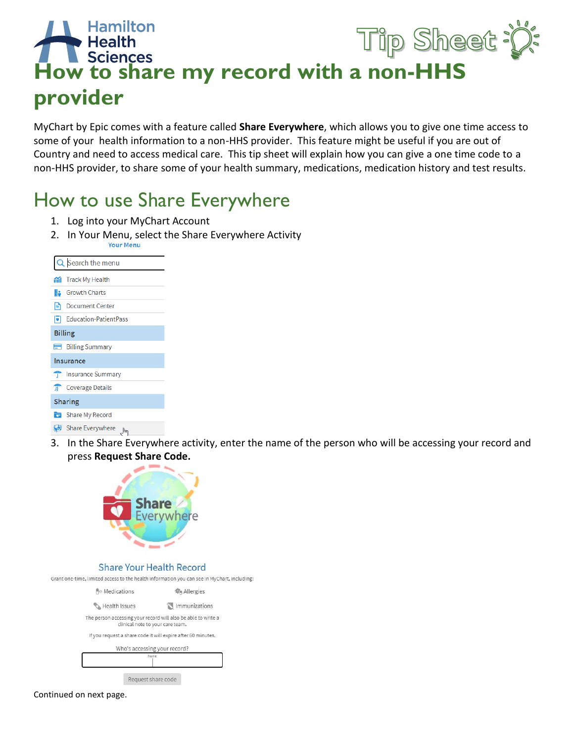# How to share my record with a non-HHS provider

MyChart by Epic comes with a feature called **Share Everywhere**, which allows you to give one time access to some of your health information to a non-HHS provider. This feature might be useful if you are out of Country and need to access medical care. This tip sheet will explain how you can give a one time code to a non-HHS provider, to share some of your health summary, medications, medication history and test results.

## How to use Share Everywhere

1. Log into your MyChart Account
2. In Your Menu, select the Share Everywhere Activity

Your Menu

Search the menu

- Track My Health
- Growth Charts
- Document Center
- Education-PatientPass

**Billing**

- Billing Summary

**Insurance**

- Insurance Summary
- Coverage Details

**Sharing**

- Share My Record
- Share Everywhere

3. In the Share Everywhere activity, enter the name of the person who will be accessing your record and press **Request Share Code.**

Share Everywhere

Share Your Health Record

Grant one-time, limited access to the health information you can see in MyChart, including:

Medications | Allergies

Health Issues | Immunizations

The person accessing your record will also be able to write a clinical note to your care team.

If you request a share code it will expire after 60 minutes.

Who's accessing your record?

Name

Request share code

Continued on next page.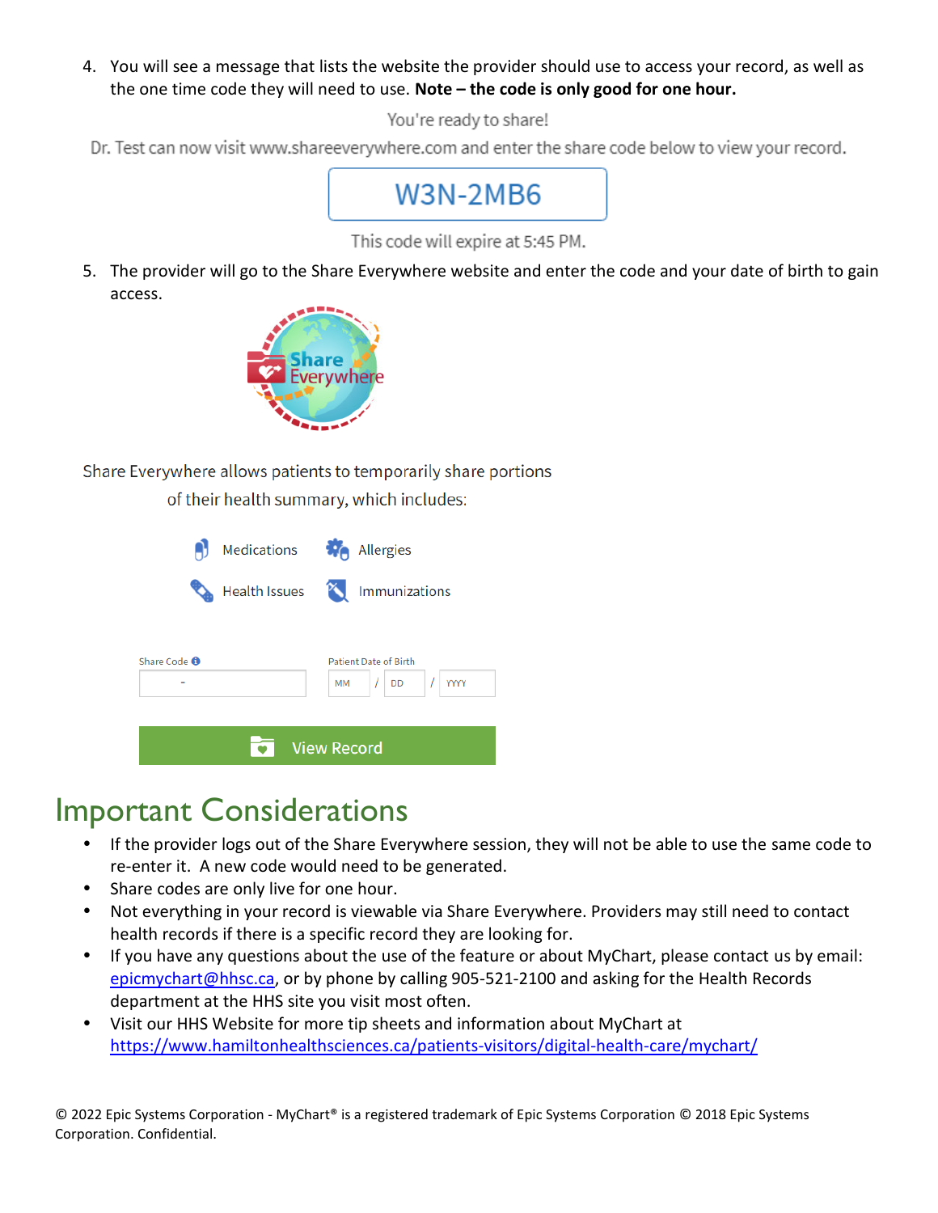4. You will see a message that lists the website the provider should use to access your record, as well as the one time code they will need to use. **Note – the code is only good for one hour.**

You're ready to share!

Dr. Test can now visit www.shareeverywhere.com and enter the share code below to view your record.

W3N-2MB6

This code will expire at 5:45 PM.

5. The provider will go to the Share Everywhere website and enter the code and your date of birth to gain access.

Share Everywhere

Share Everywhere allows patients to temporarily share portions of their health summary, which includes:

Medications Allergies

Health Issues Immunizations

Share Code

Patient Date of Birth

MM / DD / YYYY

View Record

# Important Considerations

- If the provider logs out of the Share Everywhere session, they will not be able to use the same code to re-enter it. A new code would need to be generated.
- Share codes are only live for one hour.
- Not everything in your record is viewable via Share Everywhere. Providers may still need to contact health records if there is a specific record they are looking for.
- If you have any questions about the use of the feature or about MyChart, please contact us by email: epicmychart@hhsc.ca, or by phone by calling 905-521-2100 and asking for the Health Records department at the HHS site you visit most often.
- Visit our HHS Website for more tip sheets and information about MyChart at https://www.hamiltonhealthsciences.ca/patients-visitors/digital-health-care/mychart/

© 2022 Epic Systems Corporation - MyChart® is a registered trademark of Epic Systems Corporation © 2018 Epic Systems Corporation. Confidential.